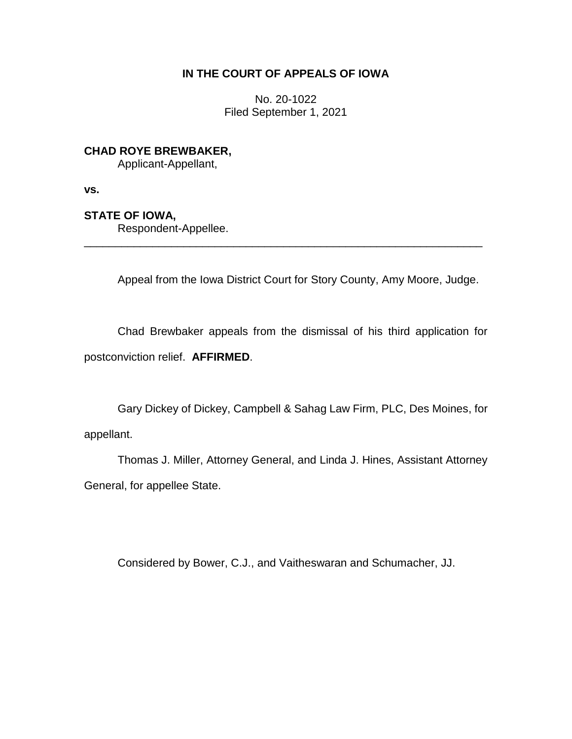**IN THE COURT OF APPEALS OF IOWA**

No. 20-1022
Filed September 1, 2021

**CHAD ROYE BREWBAKER,**
Applicant-Appellant,

**vs.**

**STATE OF IOWA,**
Respondent-Appellee.

---

Appeal from the Iowa District Court for Story County, Amy Moore, Judge.

Chad Brewbaker appeals from the dismissal of his third application for postconviction relief. **AFFIRMED**.

Gary Dickey of Dickey, Campbell & Sahag Law Firm, PLC, Des Moines, for appellant.

Thomas J. Miller, Attorney General, and Linda J. Hines, Assistant Attorney General, for appellee State.

Considered by Bower, C.J., and Vaitheswaran and Schumacher, JJ.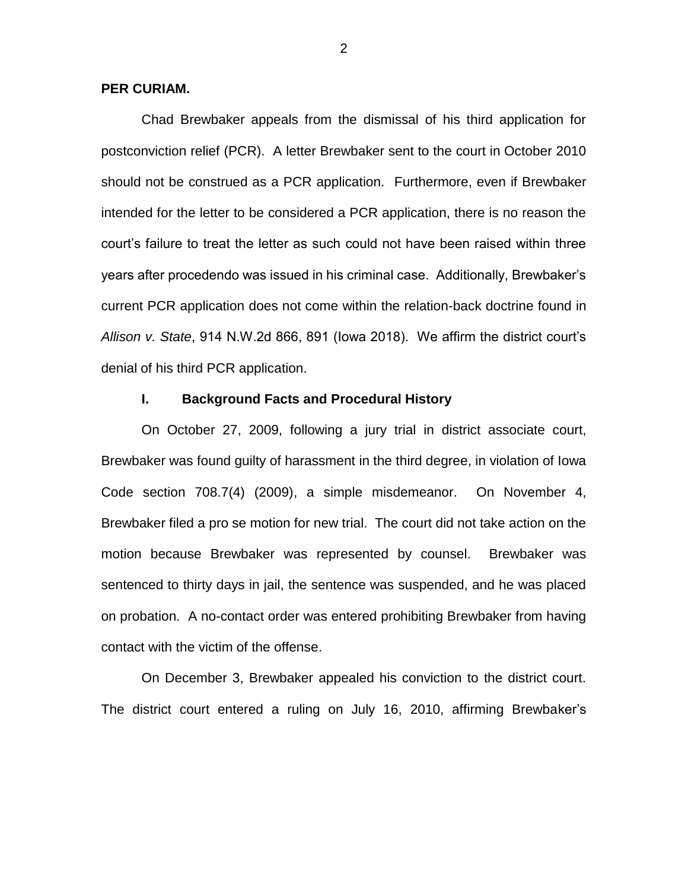**PER CURIAM.**

Chad Brewbaker appeals from the dismissal of his third application for postconviction relief (PCR). A letter Brewbaker sent to the court in October 2010 should not be construed as a PCR application. Furthermore, even if Brewbaker intended for the letter to be considered a PCR application, there is no reason the court's failure to treat the letter as such could not have been raised within three years after procedendo was issued in his criminal case. Additionally, Brewbaker's current PCR application does not come within the relation-back doctrine found in *Allison v. State*, 914 N.W.2d 866, 891 (Iowa 2018). We affirm the district court's denial of his third PCR application.

## I. Background Facts and Procedural History

On October 27, 2009, following a jury trial in district associate court, Brewbaker was found guilty of harassment in the third degree, in violation of Iowa Code section 708.7(4) (2009), a simple misdemeanor. On November 4, Brewbaker filed a pro se motion for new trial. The court did not take action on the motion because Brewbaker was represented by counsel. Brewbaker was sentenced to thirty days in jail, the sentence was suspended, and he was placed on probation. A no-contact order was entered prohibiting Brewbaker from having contact with the victim of the offense.

On December 3, Brewbaker appealed his conviction to the district court. The district court entered a ruling on July 16, 2010, affirming Brewbaker's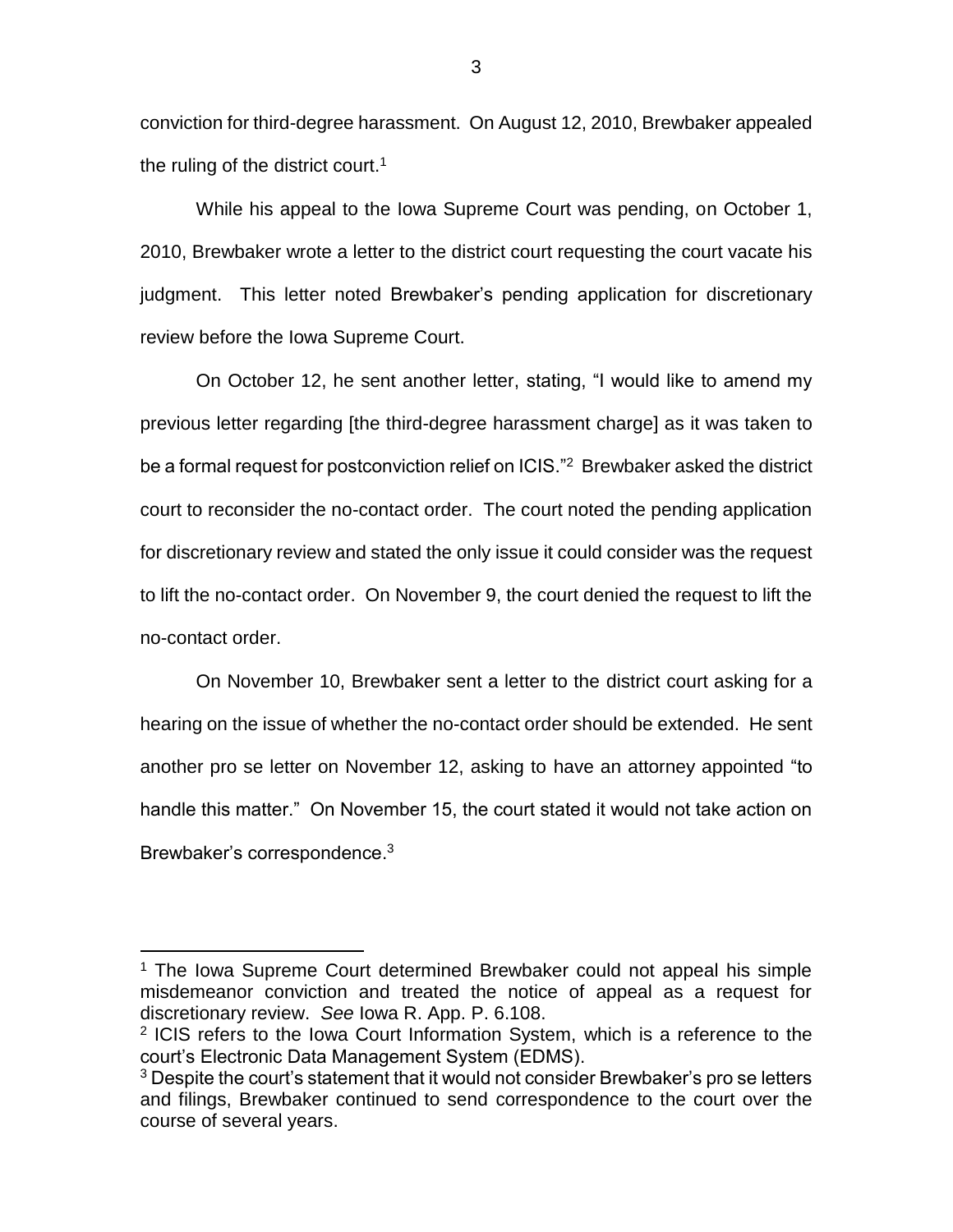conviction for third-degree harassment. On August 12, 2010, Brewbaker appealed the ruling of the district court.[1]

While his appeal to the Iowa Supreme Court was pending, on October 1, 2010, Brewbaker wrote a letter to the district court requesting the court vacate his judgment. This letter noted Brewbaker's pending application for discretionary review before the Iowa Supreme Court.

On October 12, he sent another letter, stating, "I would like to amend my previous letter regarding [the third-degree harassment charge] as it was taken to be a formal request for postconviction relief on ICIS."[2] Brewbaker asked the district court to reconsider the no-contact order. The court noted the pending application for discretionary review and stated the only issue it could consider was the request to lift the no-contact order. On November 9, the court denied the request to lift the no-contact order.

On November 10, Brewbaker sent a letter to the district court asking for a hearing on the issue of whether the no-contact order should be extended. He sent another pro se letter on November 12, asking to have an attorney appointed "to handle this matter." On November 15, the court stated it would not take action on Brewbaker's correspondence.[3]

---

[1] The Iowa Supreme Court determined Brewbaker could not appeal his simple misdemeanor conviction and treated the notice of appeal as a request for discretionary review. *See* Iowa R. App. P. 6.108.

[2] ICIS refers to the Iowa Court Information System, which is a reference to the court's Electronic Data Management System (EDMS).

[3] Despite the court's statement that it would not consider Brewbaker's pro se letters and filings, Brewbaker continued to send correspondence to the court over the course of several years.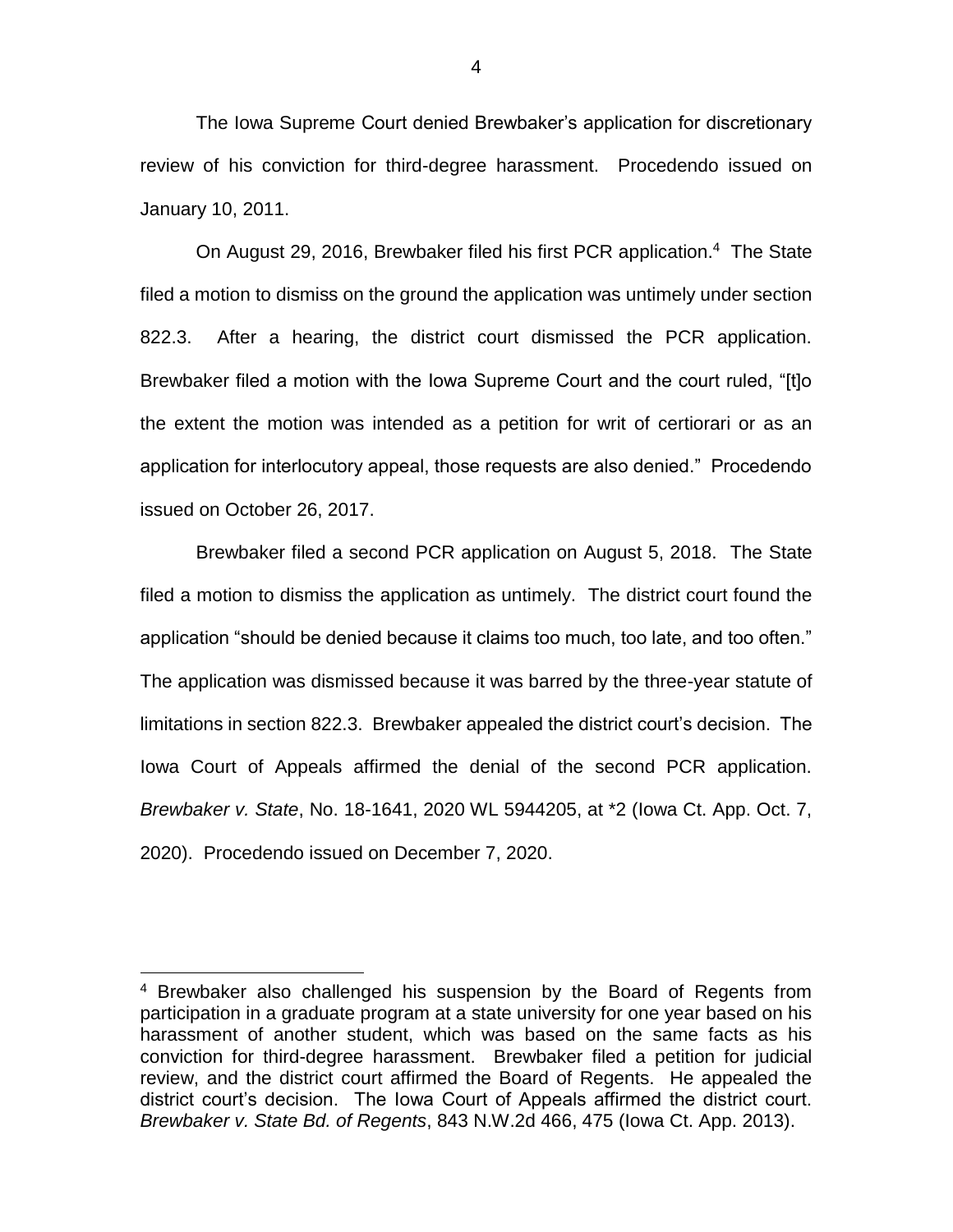The Iowa Supreme Court denied Brewbaker's application for discretionary review of his conviction for third-degree harassment. Procedendo issued on January 10, 2011.

On August 29, 2016, Brewbaker filed his first PCR application.[4] The State filed a motion to dismiss on the ground the application was untimely under section 822.3. After a hearing, the district court dismissed the PCR application. Brewbaker filed a motion with the Iowa Supreme Court and the court ruled, "[t]o the extent the motion was intended as a petition for writ of certiorari or as an application for interlocutory appeal, those requests are also denied." Procedendo issued on October 26, 2017.

Brewbaker filed a second PCR application on August 5, 2018. The State filed a motion to dismiss the application as untimely. The district court found the application "should be denied because it claims too much, too late, and too often." The application was dismissed because it was barred by the three-year statute of limitations in section 822.3. Brewbaker appealed the district court's decision. The Iowa Court of Appeals affirmed the denial of the second PCR application. *Brewbaker v. State*, No. 18-1641, 2020 WL 5944205, at *2 (Iowa Ct. App. Oct. 7, 2020). Procedendo issued on December 7, 2020.

---

[4] Brewbaker also challenged his suspension by the Board of Regents from participation in a graduate program at a state university for one year based on his harassment of another student, which was based on the same facts as his conviction for third-degree harassment. Brewbaker filed a petition for judicial review, and the district court affirmed the Board of Regents. He appealed the district court's decision. The Iowa Court of Appeals affirmed the district court. *Brewbaker v. State Bd. of Regents*, 843 N.W.2d 466, 475 (Iowa Ct. App. 2013).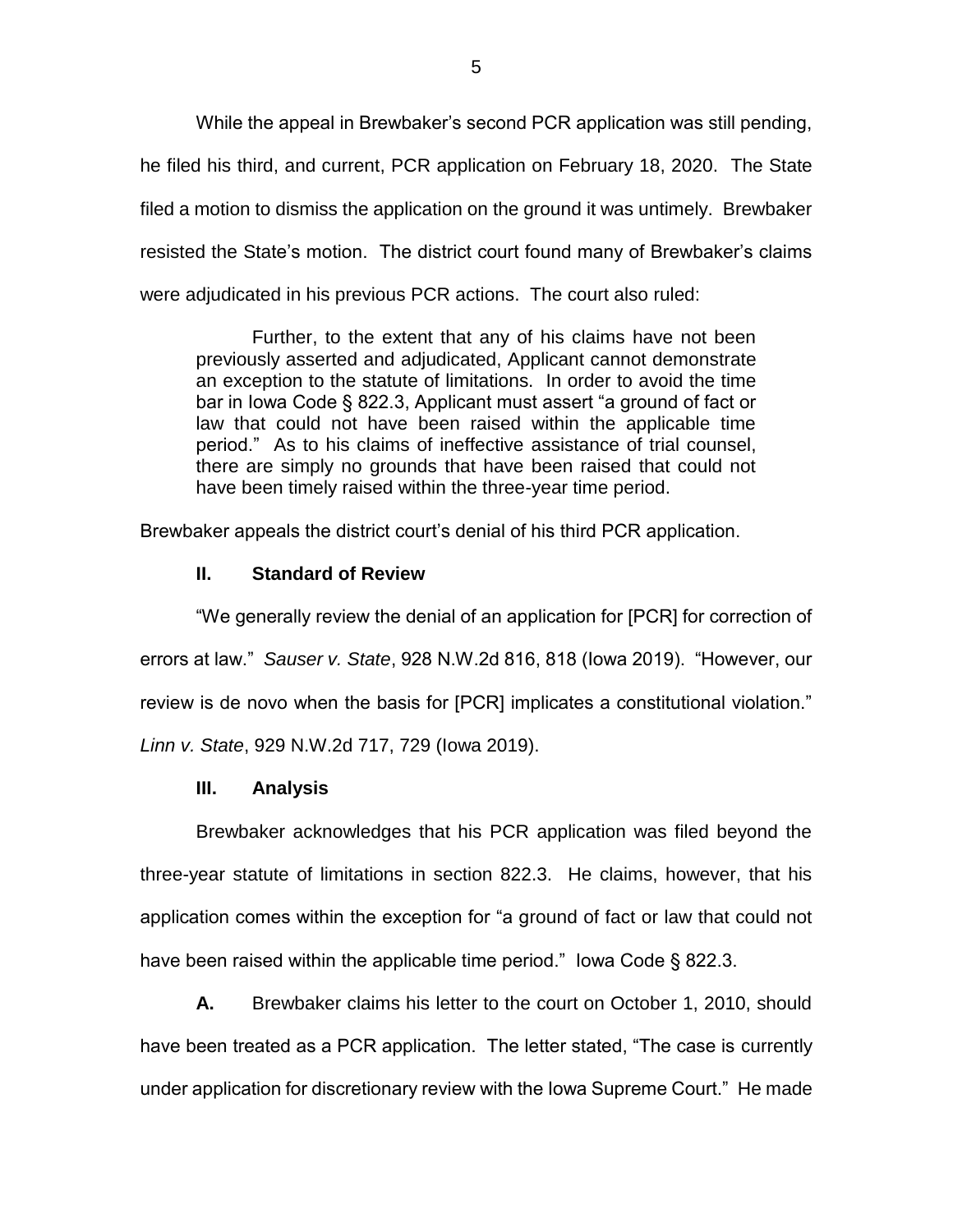While the appeal in Brewbaker's second PCR application was still pending, he filed his third, and current, PCR application on February 18, 2020. The State filed a motion to dismiss the application on the ground it was untimely. Brewbaker resisted the State's motion. The district court found many of Brewbaker's claims were adjudicated in his previous PCR actions. The court also ruled:

> Further, to the extent that any of his claims have not been previously asserted and adjudicated, Applicant cannot demonstrate an exception to the statute of limitations. In order to avoid the time bar in Iowa Code § 822.3, Applicant must assert "a ground of fact or law that could not have been raised within the applicable time period." As to his claims of ineffective assistance of trial counsel, there are simply no grounds that have been raised that could not have been timely raised within the three-year time period.

Brewbaker appeals the district court's denial of his third PCR application.

## II. Standard of Review

"We generally review the denial of an application for [PCR] for correction of errors at law." *Sauser v. State*, 928 N.W.2d 816, 818 (Iowa 2019). "However, our review is de novo when the basis for [PCR] implicates a constitutional violation." *Linn v. State*, 929 N.W.2d 717, 729 (Iowa 2019).

## III. Analysis

Brewbaker acknowledges that his PCR application was filed beyond the three-year statute of limitations in section 822.3. He claims, however, that his application comes within the exception for "a ground of fact or law that could not have been raised within the applicable time period." Iowa Code § 822.3.

**A.** Brewbaker claims his letter to the court on October 1, 2010, should have been treated as a PCR application. The letter stated, "The case is currently under application for discretionary review with the Iowa Supreme Court." He made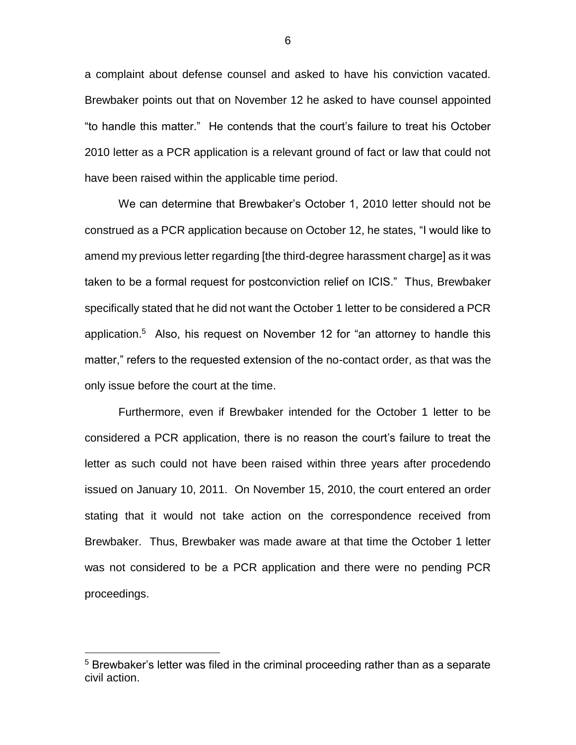a complaint about defense counsel and asked to have his conviction vacated. Brewbaker points out that on November 12 he asked to have counsel appointed "to handle this matter." He contends that the court's failure to treat his October 2010 letter as a PCR application is a relevant ground of fact or law that could not have been raised within the applicable time period.

We can determine that Brewbaker's October 1, 2010 letter should not be construed as a PCR application because on October 12, he states, "I would like to amend my previous letter regarding [the third-degree harassment charge] as it was taken to be a formal request for postconviction relief on ICIS." Thus, Brewbaker specifically stated that he did not want the October 1 letter to be considered a PCR application.[5] Also, his request on November 12 for "an attorney to handle this matter," refers to the requested extension of the no-contact order, as that was the only issue before the court at the time.

Furthermore, even if Brewbaker intended for the October 1 letter to be considered a PCR application, there is no reason the court's failure to treat the letter as such could not have been raised within three years after procedendo issued on January 10, 2011. On November 15, 2010, the court entered an order stating that it would not take action on the correspondence received from Brewbaker. Thus, Brewbaker was made aware at that time the October 1 letter was not considered to be a PCR application and there were no pending PCR proceedings.

[5] Brewbaker's letter was filed in the criminal proceeding rather than as a separate civil action.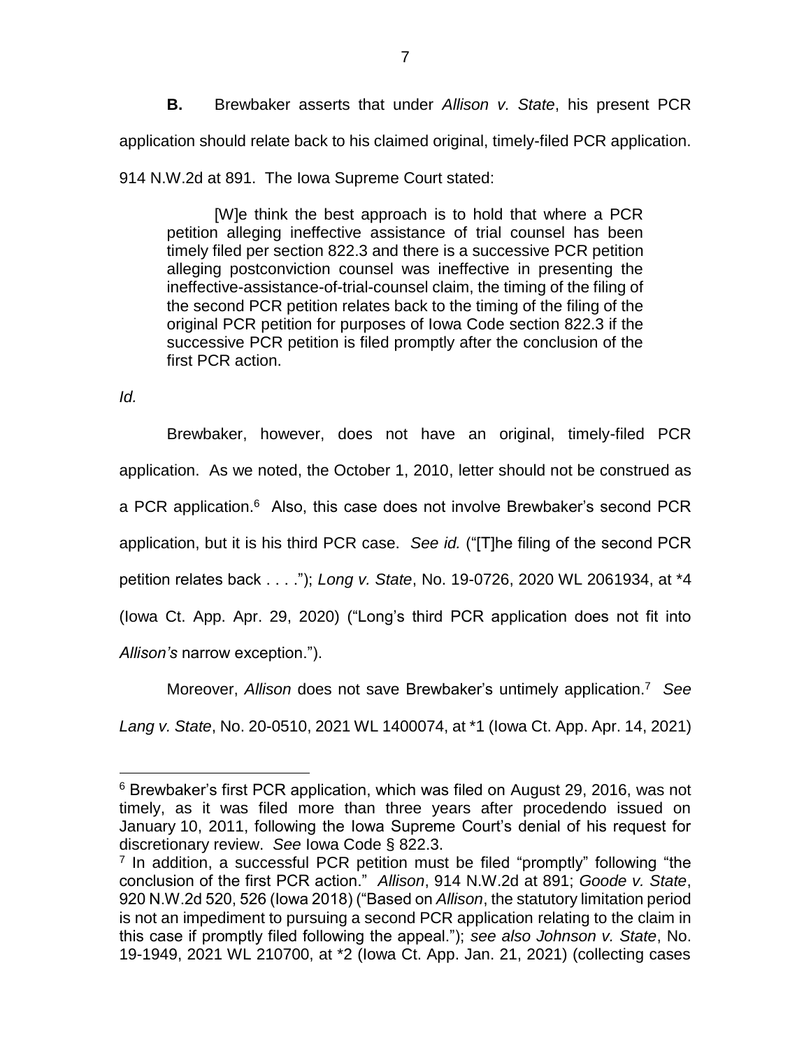**B.** Brewbaker asserts that under *Allison v. State*, his present PCR application should relate back to his claimed original, timely-filed PCR application. 914 N.W.2d at 891. The Iowa Supreme Court stated:

> [W]e think the best approach is to hold that where a PCR petition alleging ineffective assistance of trial counsel has been timely filed per section 822.3 and there is a successive PCR petition alleging postconviction counsel was ineffective in presenting the ineffective-assistance-of-trial-counsel claim, the timing of the filing of the second PCR petition relates back to the timing of the filing of the original PCR petition for purposes of Iowa Code section 822.3 if the successive PCR petition is filed promptly after the conclusion of the first PCR action.

*Id.*

Brewbaker, however, does not have an original, timely-filed PCR application. As we noted, the October 1, 2010, letter should not be construed as a PCR application.[6] Also, this case does not involve Brewbaker's second PCR application, but it is his third PCR case. *See id.* ("[T]he filing of the second PCR petition relates back . . . ."); *Long v. State*, No. 19-0726, 2020 WL 2061934, at *4 (Iowa Ct. App. Apr. 29, 2020) ("Long's third PCR application does not fit into *Allison's* narrow exception.").

Moreover, *Allison* does not save Brewbaker's untimely application.[7] *See Lang v. State*, No. 20-0510, 2021 WL 1400074, at *1 (Iowa Ct. App. Apr. 14, 2021)

---

[6] Brewbaker's first PCR application, which was filed on August 29, 2016, was not timely, as it was filed more than three years after procedendo issued on January 10, 2011, following the Iowa Supreme Court's denial of his request for discretionary review. *See* Iowa Code § 822.3.

[7] In addition, a successful PCR petition must be filed "promptly" following "the conclusion of the first PCR action." *Allison*, 914 N.W.2d at 891; *Goode v. State*, 920 N.W.2d 520, 526 (Iowa 2018) ("Based on *Allison*, the statutory limitation period is not an impediment to pursuing a second PCR application relating to the claim in this case if promptly filed following the appeal."); *see also Johnson v. State*, No. 19-1949, 2021 WL 210700, at *2 (Iowa Ct. App. Jan. 21, 2021) (collecting cases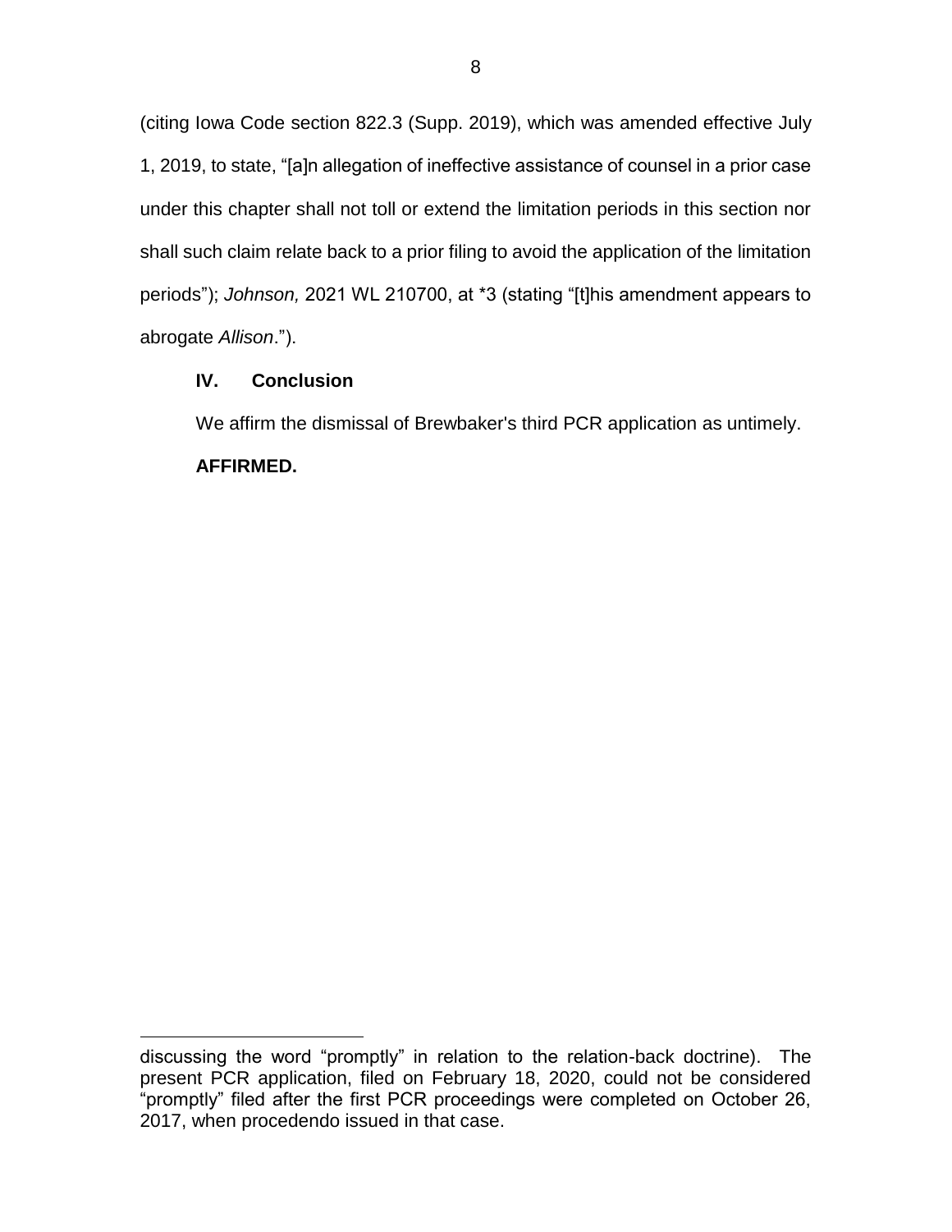(citing Iowa Code section 822.3 (Supp. 2019), which was amended effective July 1, 2019, to state, "[a]n allegation of ineffective assistance of counsel in a prior case under this chapter shall not toll or extend the limitation periods in this section nor shall such claim relate back to a prior filing to avoid the application of the limitation periods"); *Johnson,* 2021 WL 210700, at *3 (stating "[t]his amendment appears to abrogate *Allison*.").

## IV. Conclusion

We affirm the dismissal of Brewbaker's third PCR application as untimely.

**AFFIRMED.**

---

discussing the word "promptly" in relation to the relation-back doctrine). The present PCR application, filed on February 18, 2020, could not be considered "promptly" filed after the first PCR proceedings were completed on October 26, 2017, when procedendo issued in that case.